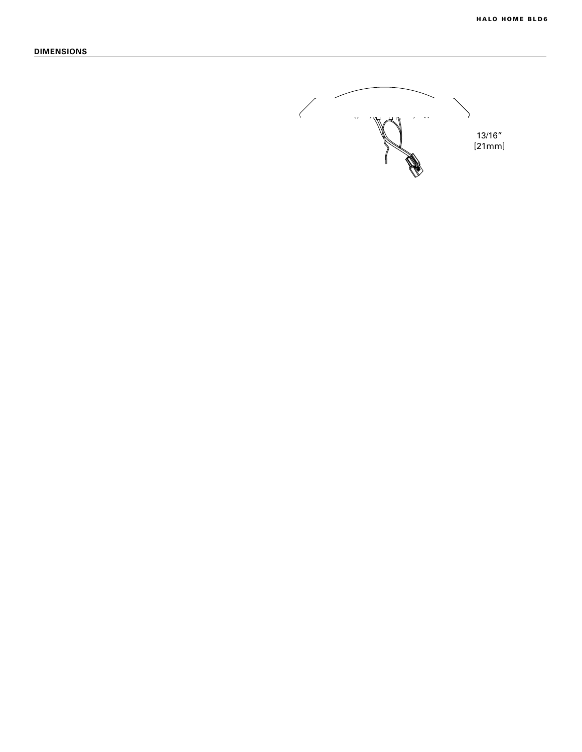## DIMENSIONS

13/16”
[21mm]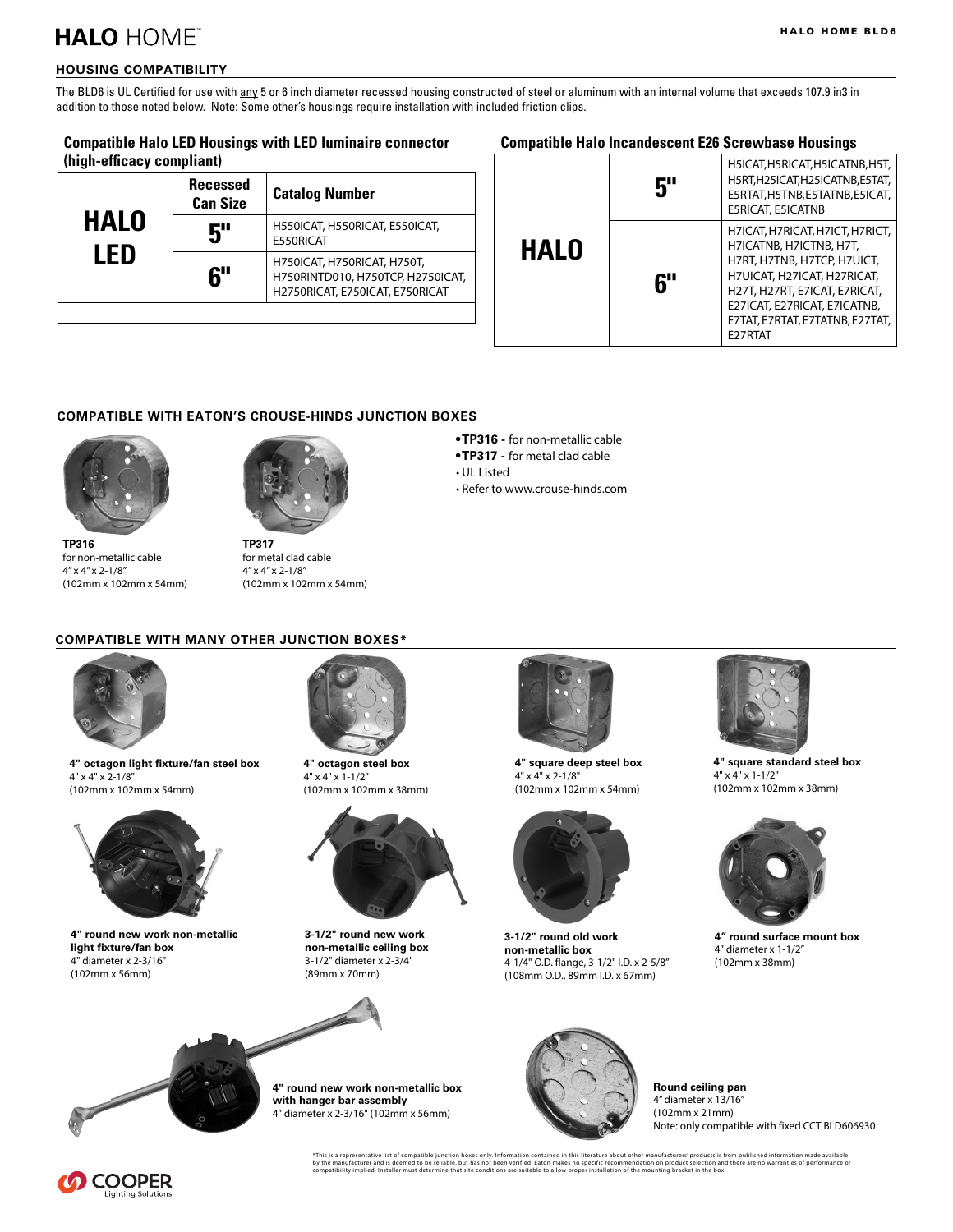## HOUSING COMPATIBILITY

The BLD6 is UL Certified for use with any 5 or 6 inch diameter recessed housing constructed of steel or aluminum with an internal volume that exceeds 107.9 in3 in addition to those noted below. Note: Some other's housings require installation with included friction clips.

### Compatible Halo LED Housings with LED luminaire connector (high-efficacy compliant)

| | Recessed Can Size | Catalog Number |
|---|---|---|
| HALO LED | 5" | H550ICAT, H550RICAT, E550ICAT, E550RICAT |
| | 6" | H750ICAT, H750RICAT, H750T, H750RINTD010, H750TCP, H2750ICAT, H2750RICAT, E750ICAT, E750RICAT |

### Compatible Halo Incandescent E26 Screwbase Housings

| | | |
|---|---|---|
| HALO | 5" | H5ICAT, H5RICAT, H5ICATNB, H5T, H5RT, H25ICAT, H25ICATNB, E5TAT, E5RTAT, H5TNB, E5TATNB, E5ICAT, E5RICAT, E5ICATNB |
| | 6" | H7ICAT, H7RICAT, H7ICT, H7RICT, H7ICATNB, H7ICTNB, H7T, H7RT, H7TNB, H7TCP, H7UICT, H7UICAT, H27ICAT, H27RICAT, H27T, H27RT, E7ICAT, E7RICAT, E27ICAT, E27RICAT, E7ICATNB, E7TAT, E7RTAT, E7TATNB, E27TAT, E27RTAT |

## COMPATIBLE WITH EATON'S CROUSE-HINDS JUNCTION BOXES

**TP316**
for non-metallic cable
4" x 4" x 2-1/8"
(102mm x 102mm x 54mm)

**TP317**
for metal clad cable
4" x 4" x 2-1/8"
(102mm x 102mm x 54mm)

- **TP316 -** for non-metallic cable
- **TP317 -** for metal clad cable
- UL Listed
- Refer to www.crouse-hinds.com

## COMPATIBLE WITH MANY OTHER JUNCTION BOXES*

**4" octagon light fixture/fan steel box**
4" x 4" x 2-1/8"
(102mm x 102mm x 54mm)

**4" octagon steel box**
4" x 4" x 1-1/2"
(102mm x 102mm x 38mm)

**4" square deep steel box**
4" x 4" x 2-1/8"
(102mm x 102mm x 54mm)

**4" square standard steel box**
4" x 4" x 1-1/2"
(102mm x 102mm x 38mm)

**4" round new work non-metallic light fixture/fan box**
4" diameter x 2-3/16"
(102mm x 56mm)

**3-1/2" round new work non-metallic ceiling box**
3-1/2" diameter x 2-3/4"
(89mm x 70mm)

**3-1/2" round old work non-metallic box**
4-1/4" O.D. flange, 3-1/2" I.D. x 2-5/8"
(108mm O.D., 89mm I.D. x 67mm)

**4" round surface mount box**
4" diameter x 1-1/2"
(102mm x 38mm)

**4" round new work non-metallic box with hanger bar assembly**
4" diameter x 2-3/16" (102mm x 56mm)

**Round ceiling pan**
4" diameter x 13/16"
(102mm x 21mm)
Note: only compatible with fixed CCT BLD606930

*This is a representative list of compatible junction boxes only. Information contained in this literature about other manufacturers' products is from published information made available by the manufacturer and is deemed to be reliable, but has not been verified. Eaton makes no specific recommendation on product selection and there are no warranties of performance or compatibility implied. Installer must determine that site conditions are suitable to allow proper installation of the mounting bracket in the box.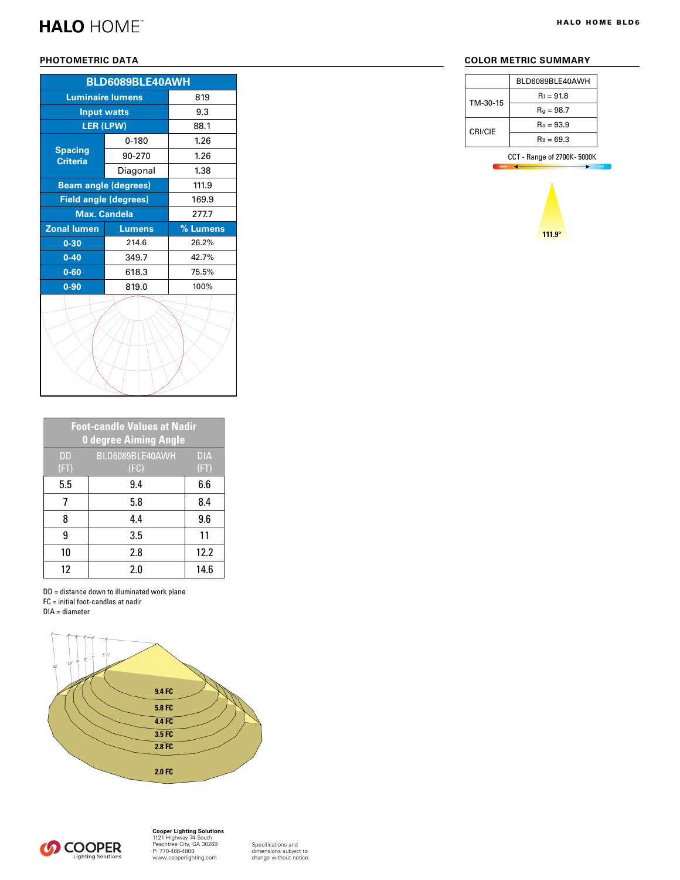## PHOTOMETRIC DATA

| BLD6089BLE40AWH | | |
|---|---|---|
| Luminaire lumens | | 819 |
| Input watts | | 9.3 |
| LER (LPW) | | 88.1 |
| Spacing Criteria | 0-180 | 1.26 |
| | 90-270 | 1.26 |
| | Diagonal | 1.38 |
| Beam angle (degrees) | | 111.9 |
| Field angle (degrees) | | 169.9 |
| Max. Candela | | 277.7 |
| Zonal lumen | Lumens | % Lumens |
| 0-30 | 214.6 | 26.2% |
| 0-40 | 349.7 | 42.7% |
| 0-60 | 618.3 | 75.5% |
| 0-90 | 819.0 | 100% |

| Foot-candle Values at Nadir 0 degree Aiming Angle | | |
|---|---|---|
| DD (FT) | BLD6089BLE40AWH (FC) | DIA (FT) |
| 5.5 | 9.4 | 6.6 |
| 7 | 5.8 | 8.4 |
| 8 | 4.4 | 9.6 |
| 9 | 3.5 | 11 |
| 10 | 2.8 | 12.2 |
| 12 | 2.0 | 14.6 |

DD = distance down to illuminated work plane
FC = initial foot-candles at nadir
DIA = diameter

12' 10' 9' 8' 7' 5' 6"

9.4 FC
5.8 FC
4.4 FC
3.5 FC
2.8 FC
2.0 FC

## COLOR METRIC SUMMARY

| | BLD6089BLE40AWH |
|---|---|
| TM-30-15 | $R_f$ = 91.8 |
| | $R_g$ = 98.7 |
| CRI/CIE | $R_a$ = 93.9 |
| | $R_9$ = 69.3 |

CCT - Range of 2700K- 5000K

warm cool

111.9°

**Cooper Lighting Solutions**
1121 Highway 74 South
Peachtree City, GA 30269
P: 770-486-4800
www.cooperlighting.com

Specifications and dimensions subject to change without notice.